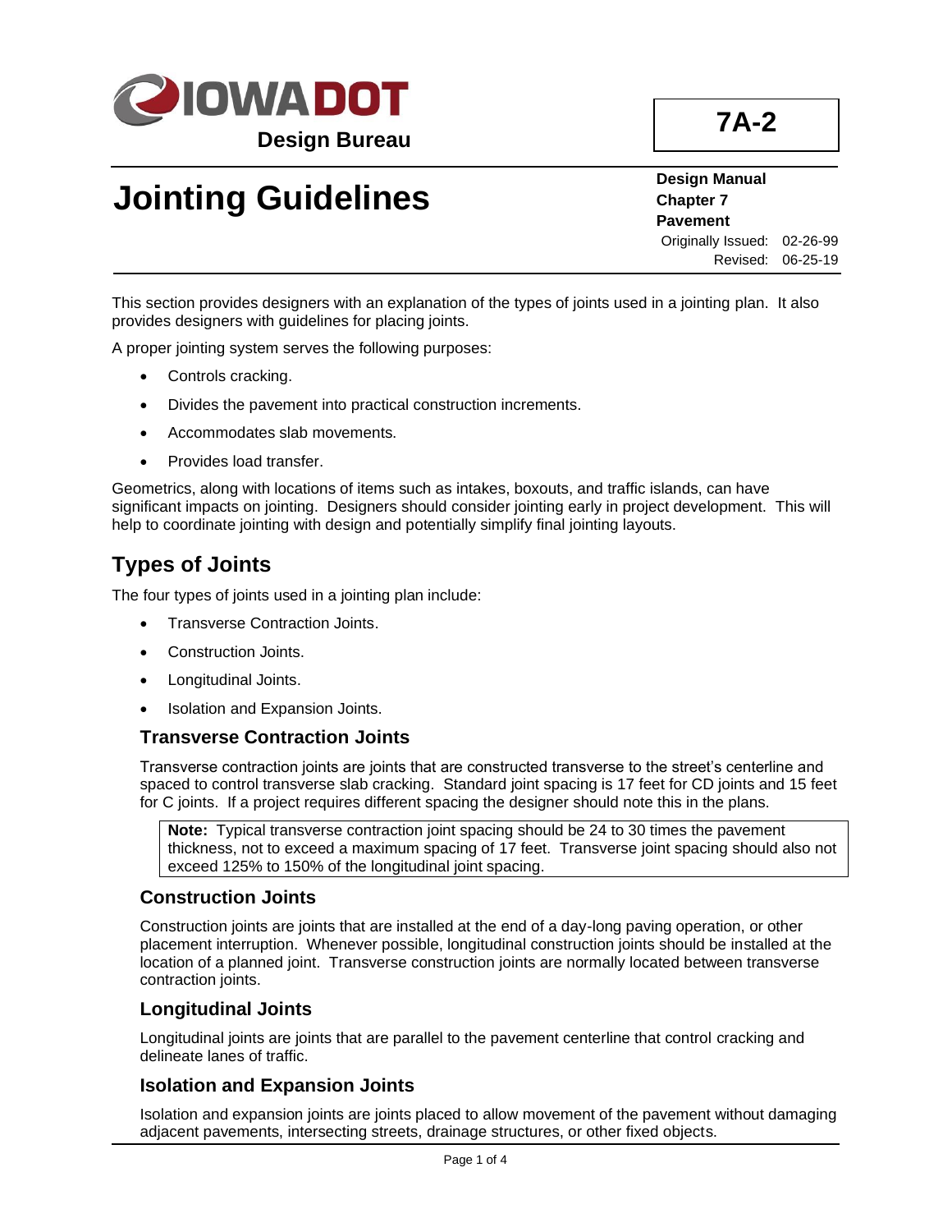IOWA DOT

Design Bureau

**7A-2**

# Jointing Guidelines

**Design Manual**
**Chapter 7**
**Pavement**
Originally Issued: 02-26-99
Revised: 06-25-19

This section provides designers with an explanation of the types of joints used in a jointing plan. It also provides designers with guidelines for placing joints.

A proper jointing system serves the following purposes:

- Controls cracking.
- Divides the pavement into practical construction increments.
- Accommodates slab movements.
- Provides load transfer.

Geometrics, along with locations of items such as intakes, boxouts, and traffic islands, can have significant impacts on jointing. Designers should consider jointing early in project development. This will help to coordinate jointing with design and potentially simplify final jointing layouts.

## Types of Joints

The four types of joints used in a jointing plan include:

- Transverse Contraction Joints.
- Construction Joints.
- Longitudinal Joints.
- Isolation and Expansion Joints.

### Transverse Contraction Joints

Transverse contraction joints are joints that are constructed transverse to the street's centerline and spaced to control transverse slab cracking. Standard joint spacing is 17 feet for CD joints and 15 feet for C joints. If a project requires different spacing the designer should note this in the plans.

> **Note:** Typical transverse contraction joint spacing should be 24 to 30 times the pavement thickness, not to exceed a maximum spacing of 17 feet. Transverse joint spacing should also not exceed 125% to 150% of the longitudinal joint spacing.

### Construction Joints

Construction joints are joints that are installed at the end of a day-long paving operation, or other placement interruption. Whenever possible, longitudinal construction joints should be installed at the location of a planned joint. Transverse construction joints are normally located between transverse contraction joints.

### Longitudinal Joints

Longitudinal joints are joints that are parallel to the pavement centerline that control cracking and delineate lanes of traffic.

### Isolation and Expansion Joints

Isolation and expansion joints are joints placed to allow movement of the pavement without damaging adjacent pavements, intersecting streets, drainage structures, or other fixed objects.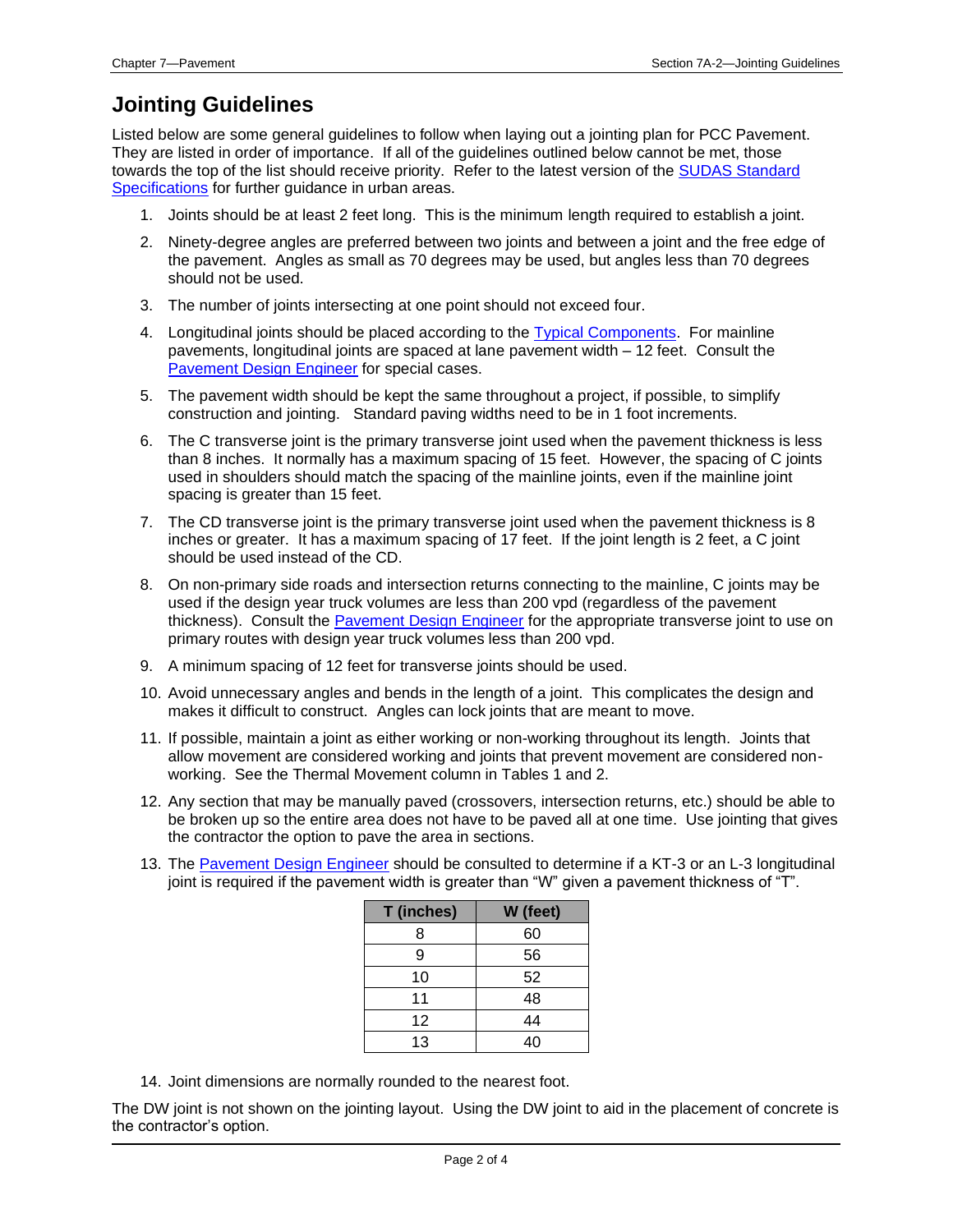# Jointing Guidelines

Listed below are some general guidelines to follow when laying out a jointing plan for PCC Pavement. They are listed in order of importance. If all of the guidelines outlined below cannot be met, those towards the top of the list should receive priority. Refer to the latest version of the SUDAS Standard Specifications for further guidance in urban areas.

1. Joints should be at least 2 feet long. This is the minimum length required to establish a joint.
2. Ninety-degree angles are preferred between two joints and between a joint and the free edge of the pavement. Angles as small as 70 degrees may be used, but angles less than 70 degrees should not be used.
3. The number of joints intersecting at one point should not exceed four.
4. Longitudinal joints should be placed according to the Typical Components. For mainline pavements, longitudinal joints are spaced at lane pavement width – 12 feet. Consult the Pavement Design Engineer for special cases.
5. The pavement width should be kept the same throughout a project, if possible, to simplify construction and jointing. Standard paving widths need to be in 1 foot increments.
6. The C transverse joint is the primary transverse joint used when the pavement thickness is less than 8 inches. It normally has a maximum spacing of 15 feet. However, the spacing of C joints used in shoulders should match the spacing of the mainline joints, even if the mainline joint spacing is greater than 15 feet.
7. The CD transverse joint is the primary transverse joint used when the pavement thickness is 8 inches or greater. It has a maximum spacing of 17 feet. If the joint length is 2 feet, a C joint should be used instead of the CD.
8. On non-primary side roads and intersection returns connecting to the mainline, C joints may be used if the design year truck volumes are less than 200 vpd (regardless of the pavement thickness). Consult the Pavement Design Engineer for the appropriate transverse joint to use on primary routes with design year truck volumes less than 200 vpd.
9. A minimum spacing of 12 feet for transverse joints should be used.
10. Avoid unnecessary angles and bends in the length of a joint. This complicates the design and makes it difficult to construct. Angles can lock joints that are meant to move.
11. If possible, maintain a joint as either working or non-working throughout its length. Joints that allow movement are considered working and joints that prevent movement are considered non-working. See the Thermal Movement column in Tables 1 and 2.
12. Any section that may be manually paved (crossovers, intersection returns, etc.) should be able to be broken up so the entire area does not have to be paved all at one time. Use jointing that gives the contractor the option to pave the area in sections.
13. The Pavement Design Engineer should be consulted to determine if a KT-3 or an L-3 longitudinal joint is required if the pavement width is greater than "W" given a pavement thickness of "T".

| T (inches) | W (feet) |
|---|---|
| 8 | 60 |
| 9 | 56 |
| 10 | 52 |
| 11 | 48 |
| 12 | 44 |
| 13 | 40 |

14. Joint dimensions are normally rounded to the nearest foot.

The DW joint is not shown on the jointing layout. Using the DW joint to aid in the placement of concrete is the contractor's option.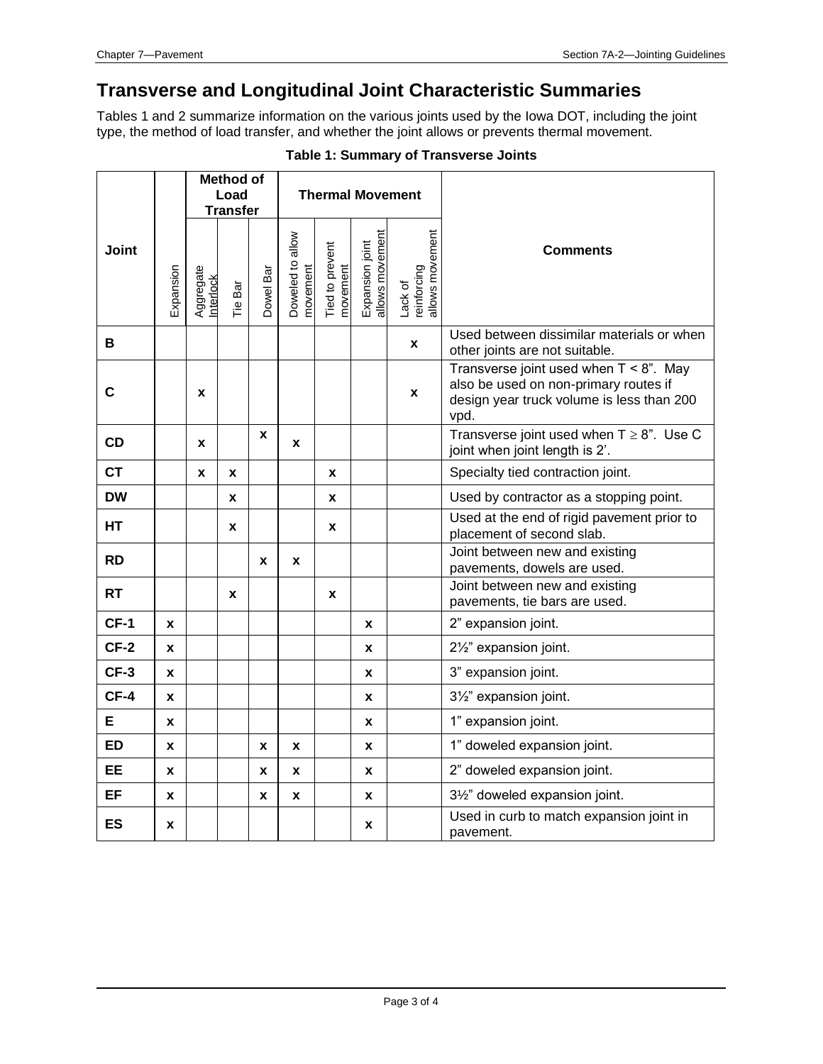## Transverse and Longitudinal Joint Characteristic Summaries

Tables 1 and 2 summarize information on the various joints used by the Iowa DOT, including the joint type, the method of load transfer, and whether the joint allows or prevents thermal movement.

**Table 1: Summary of Transverse Joints**

| Joint | Expansion | Method of Load Transfer | | | Thermal Movement | | | | Comments |
|---|---|---|---|---|---|---|---|---|---|
| | | Aggregate Interlock | Tie Bar | Dowel Bar | Doweled to allow movement | Tied to prevent movement | Expansion joint allows movement | Lack of reinforcing allows movement | |
| **B** | | | | | | | | x | Used between dissimilar materials or when other joints are not suitable. |
| **C** | | x | | | | | | x | Transverse joint used when T < 8". May also be used on non-primary routes if design year truck volume is less than 200 vpd. |
| **CD** | | x | | x | x | | | | Transverse joint used when T ≥ 8". Use C joint when joint length is 2'. |
| **CT** | | x | x | | | x | | | Specialty tied contraction joint. |
| **DW** | | | x | | | x | | | Used by contractor as a stopping point. |
| **HT** | | | x | | | x | | | Used at the end of rigid pavement prior to placement of second slab. |
| **RD** | | | | x | x | | | | Joint between new and existing pavements, dowels are used. |
| **RT** | | | x | | | x | | | Joint between new and existing pavements, tie bars are used. |
| **CF-1** | x | | | | | | x | | 2" expansion joint. |
| **CF-2** | x | | | | | | x | | 2½" expansion joint. |
| **CF-3** | x | | | | | | x | | 3" expansion joint. |
| **CF-4** | x | | | | | | x | | 3½" expansion joint. |
| **E** | x | | | | | | x | | 1" expansion joint. |
| **ED** | x | | | x | x | | x | | 1" doweled expansion joint. |
| **EE** | x | | | x | x | | x | | 2" doweled expansion joint. |
| **EF** | x | | | x | x | | x | | 3½" doweled expansion joint. |
| **ES** | x | | | | | | x | | Used in curb to match expansion joint in pavement. |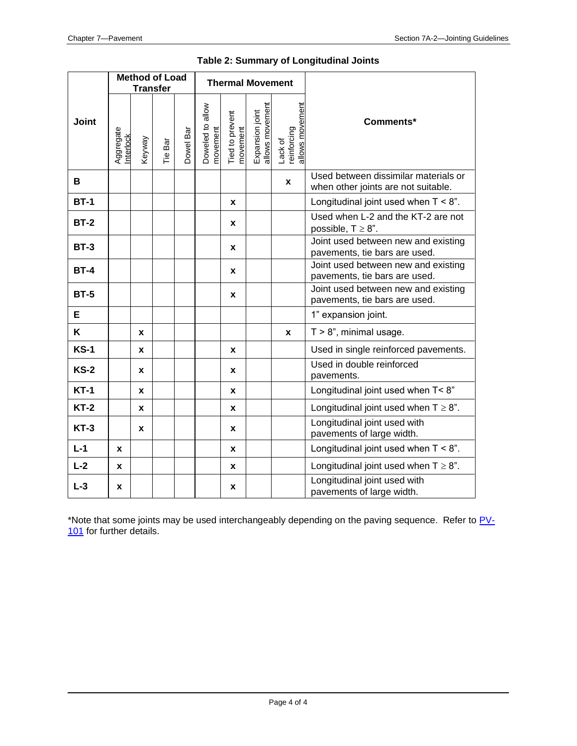**Table 2: Summary of Longitudinal Joints**

| Joint | Method of Load Transfer | | | | Thermal Movement | | | | Comments* |
|---|---|---|---|---|---|---|---|---|---|
| | Aggregate Interlock | Keyway | Tie Bar | Dowel Bar | Doweled to allow movement | Tied to prevent movement | Expansion joint allows movement | Lack of reinforcing allows movement | |
| **B** | | | | | | | | x | Used between dissimilar materials or when other joints are not suitable. |
| **BT-1** | | | | | | x | | | Longitudinal joint used when T < 8". |
| **BT-2** | | | | | | x | | | Used when L-2 and the KT-2 are not possible, T ≥ 8". |
| **BT-3** | | | | | | x | | | Joint used between new and existing pavements, tie bars are used. |
| **BT-4** | | | | | | x | | | Joint used between new and existing pavements, tie bars are used. |
| **BT-5** | | | | | | x | | | Joint used between new and existing pavements, tie bars are used. |
| **E** | | | | | | | | | 1" expansion joint. |
| **K** | | x | | | | | | x | T > 8", minimal usage. |
| **KS-1** | | x | | | | x | | | Used in single reinforced pavements. |
| **KS-2** | | x | | | | x | | | Used in double reinforced pavements. |
| **KT-1** | | x | | | | x | | | Longitudinal joint used when T< 8" |
| **KT-2** | | x | | | | x | | | Longitudinal joint used when T ≥ 8". |
| **KT-3** | | x | | | | x | | | Longitudinal joint used with pavements of large width. |
| **L-1** | x | | | | | x | | | Longitudinal joint used when T < 8". |
| **L-2** | x | | | | | x | | | Longitudinal joint used when T ≥ 8". |
| **L-3** | x | | | | | x | | | Longitudinal joint used with pavements of large width. |

*Note that some joints may be used interchangeably depending on the paving sequence. Refer to PV-101 for further details.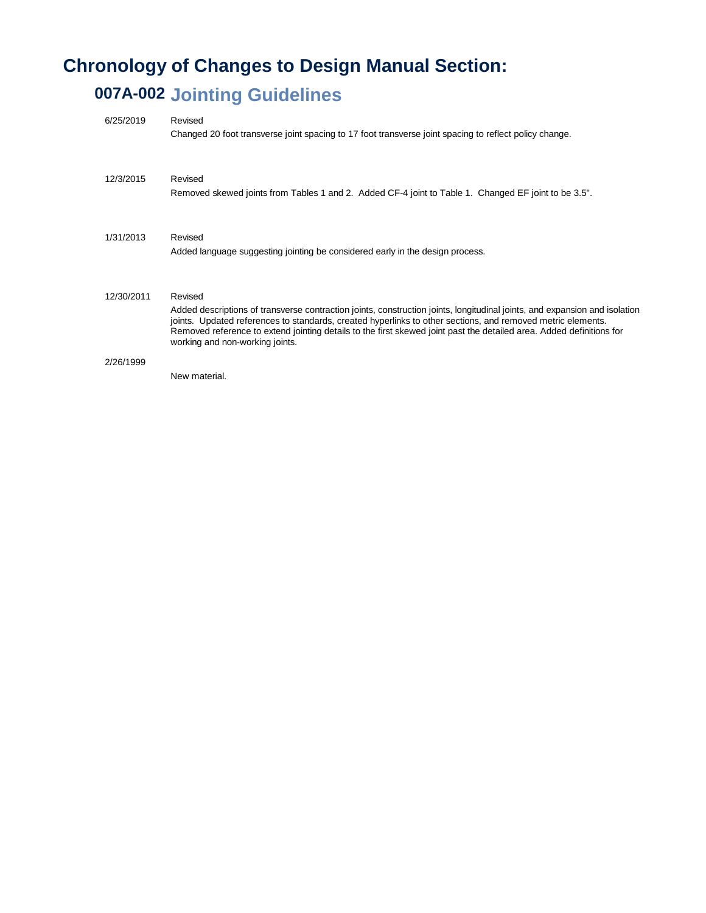# Chronology of Changes to Design Manual Section:

## 007A-002 Jointing Guidelines

6/25/2019 Revised

Changed 20 foot transverse joint spacing to 17 foot transverse joint spacing to reflect policy change.

12/3/2015 Revised

Removed skewed joints from Tables 1 and 2. Added CF-4 joint to Table 1. Changed EF joint to be 3.5".

1/31/2013 Revised

Added language suggesting jointing be considered early in the design process.

12/30/2011 Revised

Added descriptions of transverse contraction joints, construction joints, longitudinal joints, and expansion and isolation joints. Updated references to standards, created hyperlinks to other sections, and removed metric elements. Removed reference to extend jointing details to the first skewed joint past the detailed area. Added definitions for working and non-working joints.

2/26/1999

New material.